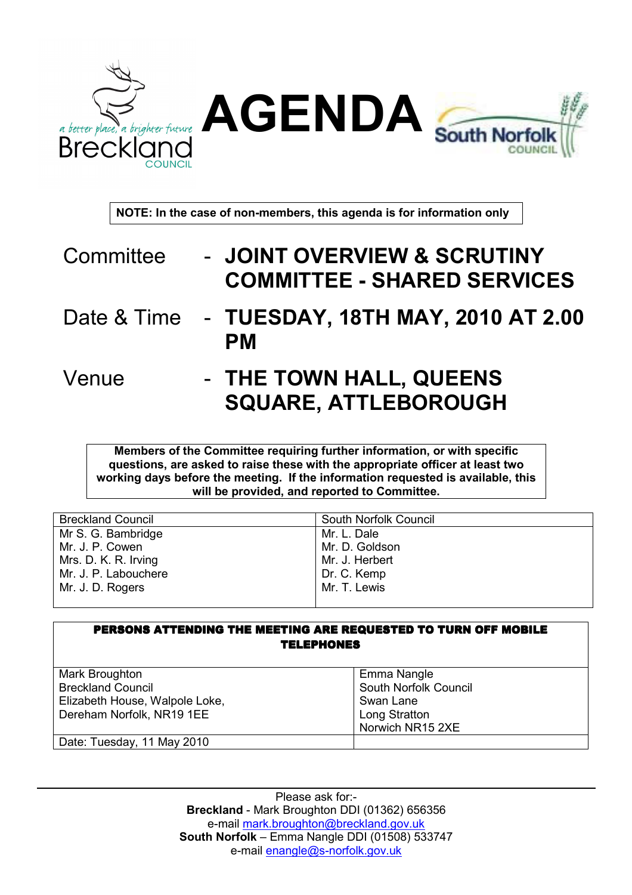a better place, a brighter future
Breckland COUNCIL

# AGENDA

South Norfolk COUNCIL

**NOTE: In the case of non-members, this agenda is for information only**

Committee - **JOINT OVERVIEW & SCRUTINY COMMITTEE - SHARED SERVICES**

Date & Time - **TUESDAY, 18TH MAY, 2010 AT 2.00 PM**

Venue - **THE TOWN HALL, QUEENS SQUARE, ATTLEBOROUGH**

**Members of the Committee requiring further information, or with specific questions, are asked to raise these with the appropriate officer at least two working days before the meeting. If the information requested is available, this will be provided, and reported to Committee.**

| Breckland Council | South Norfolk Council |
|---|---|
| Mr S. G. Bambridge | Mr. L. Dale |
| Mr. J. P. Cowen | Mr. D. Goldson |
| Mrs. D. K. R. Irving | Mr. J. Herbert |
| Mr. J. P. Labouchere | Dr. C. Kemp |
| Mr. J. D. Rogers | Mr. T. Lewis |

**PERSONS ATTENDING THE MEETING ARE REQUESTED TO TURN OFF MOBILE TELEPHONES**

| Mark Broughton<br>Breckland Council<br>Elizabeth House, Walpole Loke,<br>Dereham Norfolk, NR19 1EE | Emma Nangle<br>South Norfolk Council<br>Swan Lane<br>Long Stratton<br>Norwich NR15 2XE |
|---|---|
| Date: Tuesday, 11 May 2010 | |

Please ask for:-
**Breckland** - Mark Broughton DDI (01362) 656356
e-mail mark.broughton@breckland.gov.uk
**South Norfolk** – Emma Nangle DDI (01508) 533747
e-mail enangle@s-norfolk.gov.uk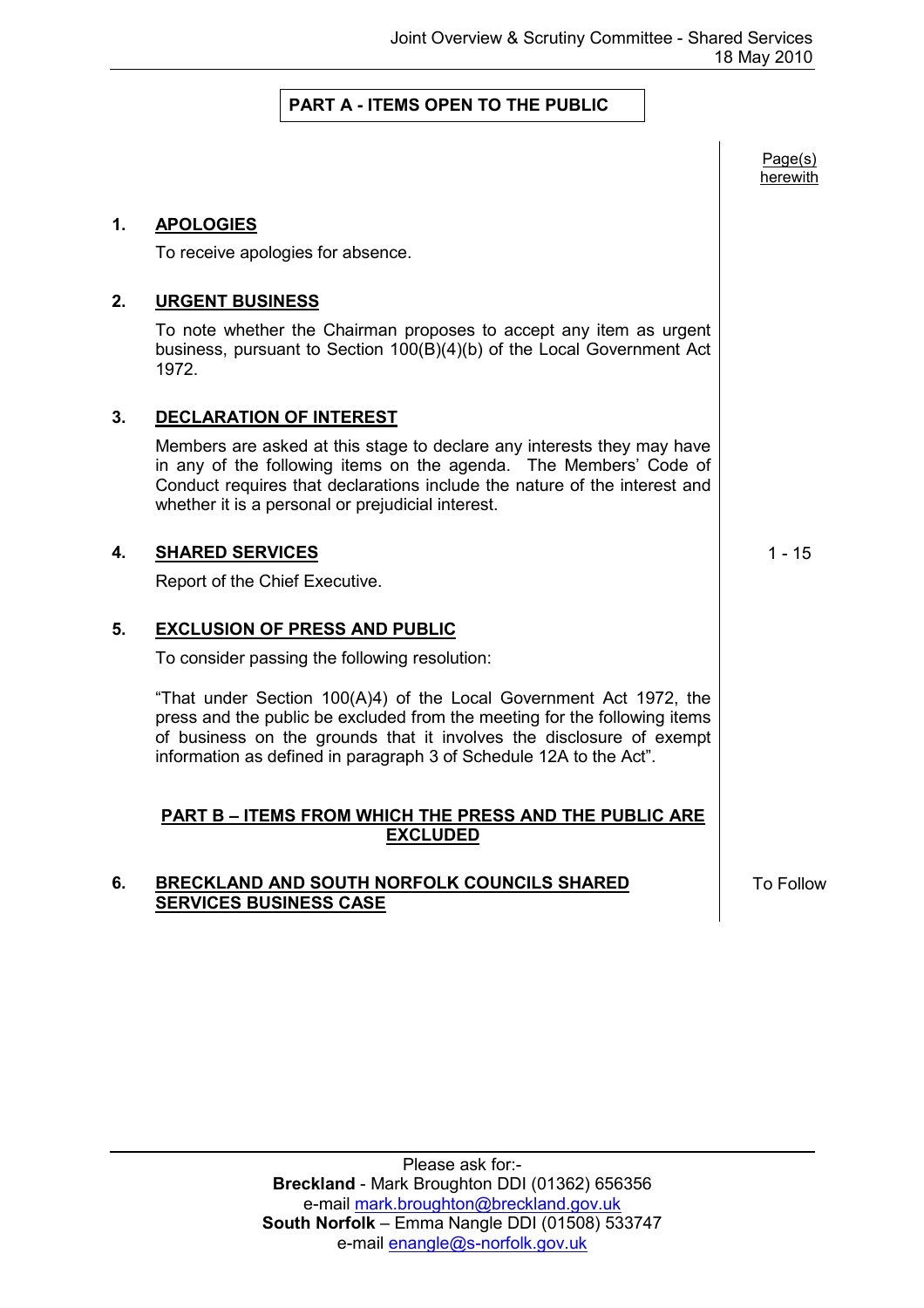## PART A - ITEMS OPEN TO THE PUBLIC

| | | Page(s) herewith |
|---|---|---|
| **1.** | **APOLOGIES**<br>To receive apologies for absence. | |
| **2.** | **URGENT BUSINESS**<br>To note whether the Chairman proposes to accept any item as urgent business, pursuant to Section 100(B)(4)(b) of the Local Government Act 1972. | |
| **3.** | **DECLARATION OF INTEREST**<br>Members are asked at this stage to declare any interests they may have in any of the following items on the agenda. The Members' Code of Conduct requires that declarations include the nature of the interest and whether it is a personal or prejudicial interest. | |
| **4.** | **SHARED SERVICES**<br>Report of the Chief Executive. | 1 - 15 |
| **5.** | **EXCLUSION OF PRESS AND PUBLIC**<br>To consider passing the following resolution:<br>"That under Section 100(A)4) of the Local Government Act 1972, the press and the public be excluded from the meeting for the following items of business on the grounds that it involves the disclosure of exempt information as defined in paragraph 3 of Schedule 12A to the Act". | |

## PART B – ITEMS FROM WHICH THE PRESS AND THE PUBLIC ARE EXCLUDED

| | | |
|---|---|---|
| **6.** | **BRECKLAND AND SOUTH NORFOLK COUNCILS SHARED SERVICES BUSINESS CASE** | To Follow |

Please ask for:-
**Breckland** - Mark Broughton DDI (01362) 656356
e-mail mark.broughton@breckland.gov.uk
**South Norfolk** – Emma Nangle DDI (01508) 533747
e-mail enangle@s-norfolk.gov.uk